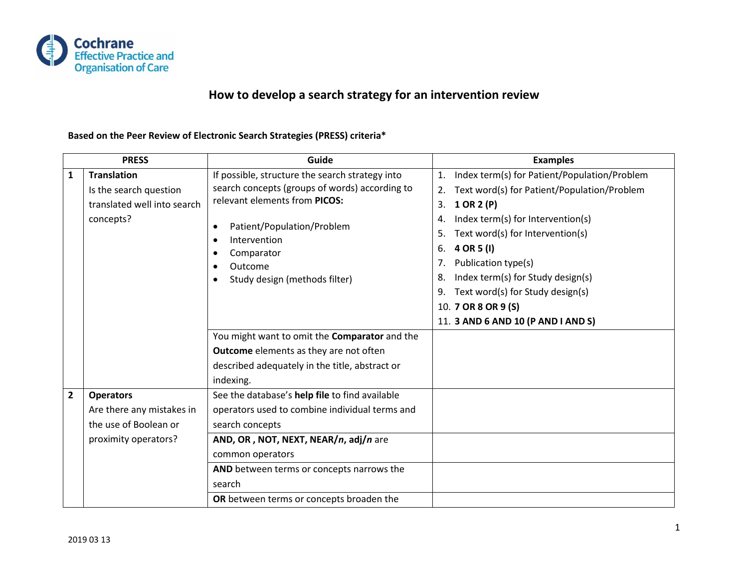# How to develop a search strategy for an intervention review

**Based on the Peer Review of Electronic Search Strategies (PRESS) criteria***

| PRESS | | Guide | Examples |
|---|---|---|---|
| **1** | **Translation**<br>Is the search question translated well into search concepts? | If possible, structure the search strategy into search concepts (groups of words) according to relevant elements from **PICOS:**<br>• Patient/Population/Problem<br>• Intervention<br>• Comparator<br>• Outcome<br>• Study design (methods filter) | 1. Index term(s) for Patient/Population/Problem<br>2. Text word(s) for Patient/Population/Problem<br>3. **1 OR 2 (P)**<br>4. Index term(s) for Intervention(s)<br>5. Text word(s) for Intervention(s)<br>6. **4 OR 5 (I)**<br>7. Publication type(s)<br>8. Index term(s) for Study design(s)<br>9. Text word(s) for Study design(s)<br>10. **7 OR 8 OR 9 (S)**<br>11. **3 AND 6 AND 10 (P AND I AND S)** |
| | | You might want to omit the **Comparator** and the **Outcome** elements as they are not often described adequately in the title, abstract or indexing. | |
| **2** | **Operators**<br>Are there any mistakes in the use of Boolean or proximity operators? | See the database's **help file** to find available operators used to combine individual terms and search concepts | |
| | | **AND, OR , NOT, NEXT, NEAR/*n*, adj/*n*** are common operators | |
| | | **AND** between terms or concepts narrows the search | |
| | | **OR** between terms or concepts broaden the | |

2019 03 13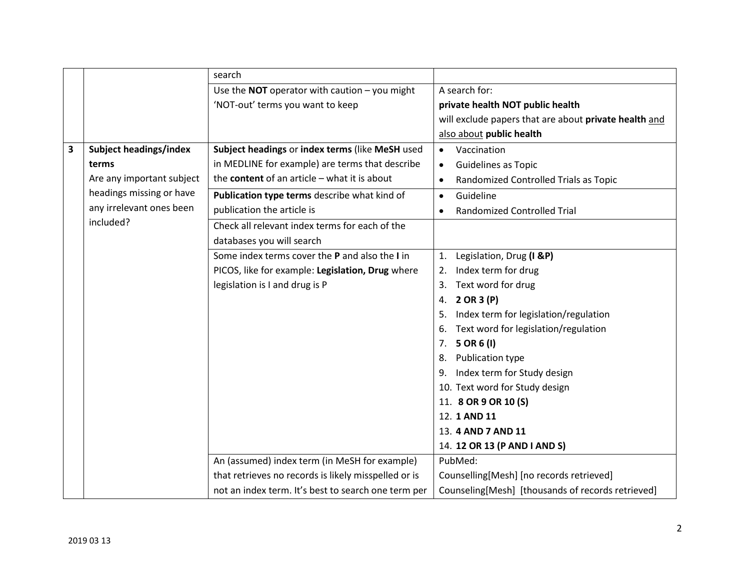| | | | |
|---|---|---|---|
| | | search | |
| | | Use the **NOT** operator with caution – you might 'NOT-out' terms you want to keep | A search for:<br>**private health NOT public health**<br>will exclude papers that are about **private health** and also about **public health** |
| **3** | **Subject headings/index terms**<br>Are any important subject headings missing or have any irrelevant ones been included? | **Subject headings** or **index terms** (like **MeSH** used in MEDLINE for example) are terms that describe the **content** of an article – what it is about | • Vaccination<br>• Guidelines as Topic<br>• Randomized Controlled Trials as Topic |
| | | **Publication type terms** describe what kind of publication the article is | • Guideline<br>• Randomized Controlled Trial |
| | | Check all relevant index terms for each of the databases you will search | |
| | | Some index terms cover the **P** and also the **I** in PICOS, like for example: **Legislation, Drug** where legislation is I and drug is P | 1. Legislation, Drug **(I &P)**<br>2. Index term for drug<br>3. Text word for drug<br>4. **2 OR 3 (P)**<br>5. Index term for legislation/regulation<br>6. Text word for legislation/regulation<br>7. **5 OR 6 (I)**<br>8. Publication type<br>9. Index term for Study design<br>10. Text word for Study design<br>11. **8 OR 9 OR 10 (S)**<br>12. **1 AND 11**<br>13. **4 AND 7 AND 11**<br>14. **12 OR 13 (P AND I AND S)** |
| | | An (assumed) index term (in MeSH for example) that retrieves no records is likely misspelled or is not an index term. It's best to search one term per | PubMed:<br>Counselling[Mesh] [no records retrieved]<br>Counseling[Mesh] [thousands of records retrieved] |

2019 03 13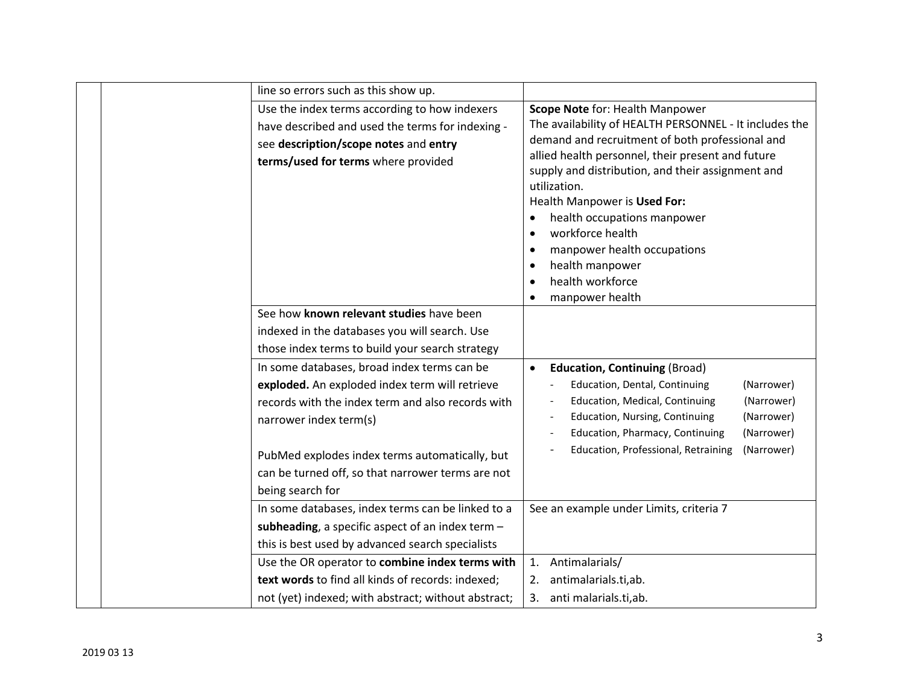| | | | |
|---|---|---|---|
| | | line so errors such as this show up. | |
| | | Use the index terms according to how indexers have described and used the terms for indexing - see **description/scope notes** and **entry terms/used for terms** where provided | **Scope Note** for: Health Manpower<br>The availability of HEALTH PERSONNEL - It includes the demand and recruitment of both professional and allied health personnel, their present and future supply and distribution, and their assignment and utilization.<br>Health Manpower is **Used For:**<br>• health occupations manpower<br>• workforce health<br>• manpower health occupations<br>• health manpower<br>• health workforce<br>• manpower health |
| | | See how **known relevant studies** have been indexed in the databases you will search. Use those index terms to build your search strategy | |
| | | In some databases, broad index terms can be **exploded.** An exploded index term will retrieve records with the index term and also records with narrower index term(s)<br><br>PubMed explodes index terms automatically, but can be turned off, so that narrower terms are not being search for | • **Education, Continuing** (Broad)<br>- Education, Dental, Continuing (Narrower)<br>- Education, Medical, Continuing (Narrower)<br>- Education, Nursing, Continuing (Narrower)<br>- Education, Pharmacy, Continuing (Narrower)<br>- Education, Professional, Retraining (Narrower) |
| | | In some databases, index terms can be linked to a **subheading**, a specific aspect of an index term – this is best used by advanced search specialists | See an example under Limits, criteria 7 |
| | | Use the OR operator to **combine index terms with text words** to find all kinds of records: indexed; not (yet) indexed; with abstract; without abstract; | 1. Antimalarials/<br>2. antimalarials.ti,ab.<br>3. anti malarials.ti,ab. |

2019 03 13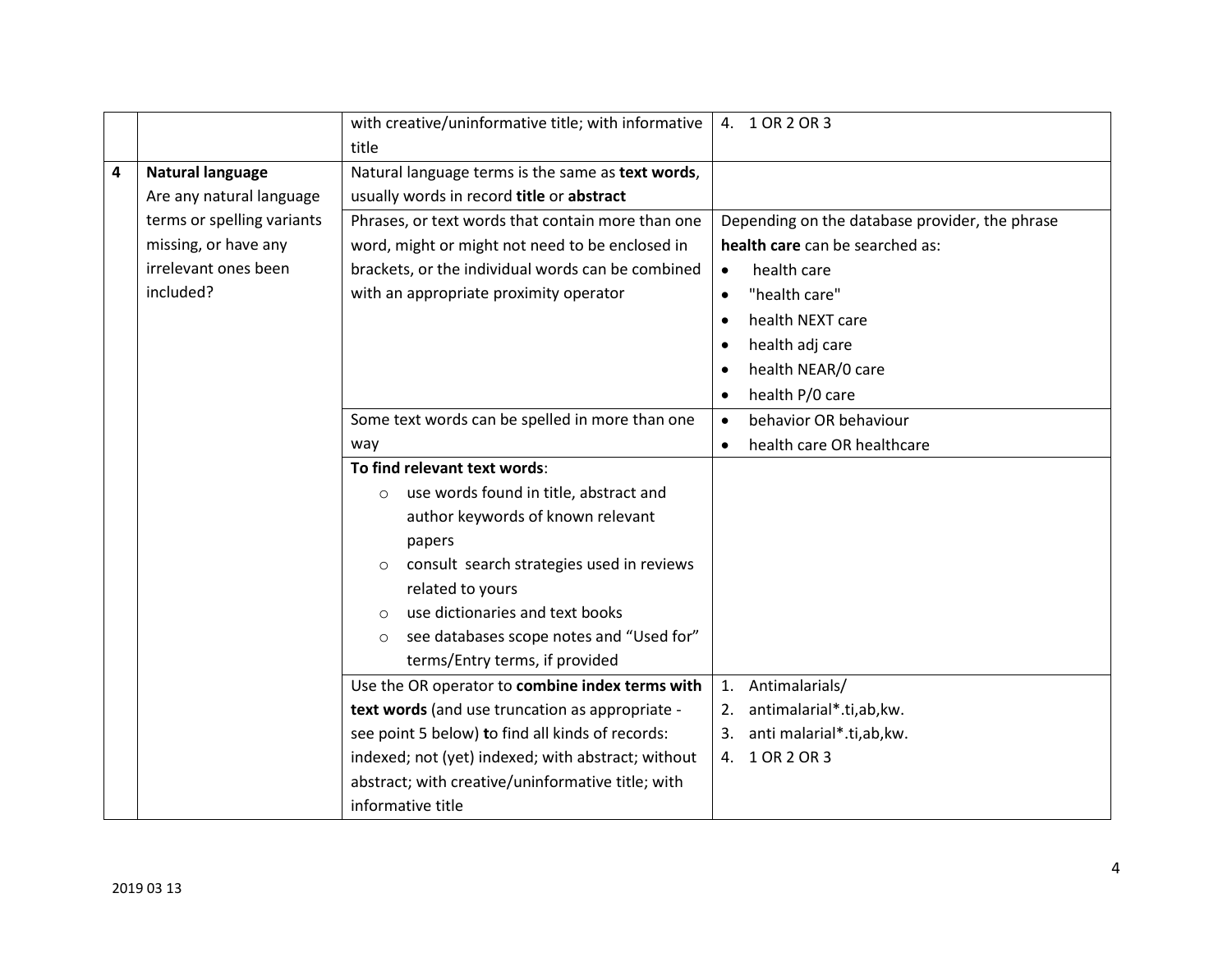|  |  |  |  |
|---|---|---|---|
|  |  | with creative/uninformative title; with informative title | 4. 1 OR 2 OR 3 |
| **4** | **Natural language**<br>Are any natural language terms or spelling variants missing, or have any irrelevant ones been included? | Natural language terms is the same as **text words**, usually words in record **title** or **abstract** |  |
|  |  | Phrases, or text words that contain more than one word, might or might not need to be enclosed in brackets, or the individual words can be combined with an appropriate proximity operator | Depending on the database provider, the phrase **health care** can be searched as:<br>• health care<br>• "health care"<br>• health NEXT care<br>• health adj care<br>• health NEAR/0 care<br>• health P/0 care |
|  |  | Some text words can be spelled in more than one way | • behavior OR behaviour<br>• health care OR healthcare |
|  |  | **To find relevant text words**:<br>○ use words found in title, abstract and author keywords of known relevant papers<br>○ consult search strategies used in reviews related to yours<br>○ use dictionaries and text books<br>○ see databases scope notes and "Used for" terms/Entry terms, if provided |  |
|  |  | Use the OR operator to **combine index terms with text words** (and use truncation as appropriate - see point 5 below) **t**o find all kinds of records: indexed; not (yet) indexed; with abstract; without abstract; with creative/uninformative title; with informative title | 1. Antimalarials/<br>2. antimalarial*.ti,ab,kw.<br>3. anti malarial*.ti,ab,kw.<br>4. 1 OR 2 OR 3 |

2019 03 13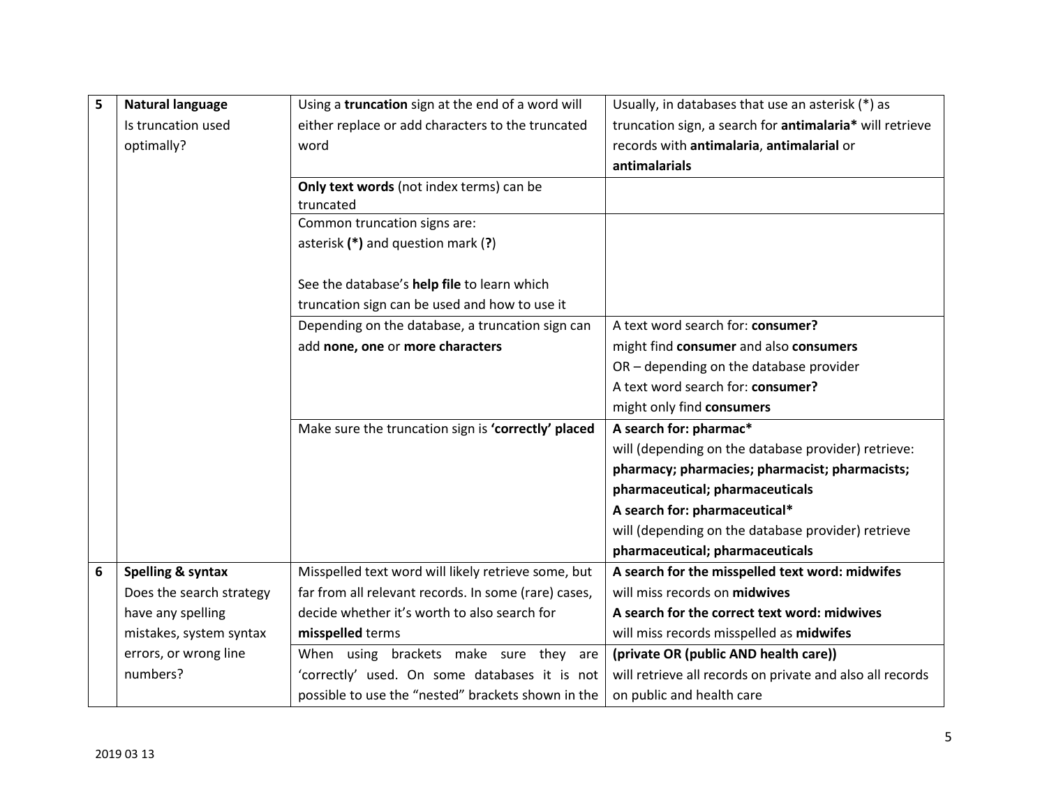| | | | |
|---|---|---|---|
| **5** | **Natural language**<br>Is truncation used optimally? | Using a **truncation** sign at the end of a word will either replace or add characters to the truncated word | Usually, in databases that use an asterisk (*) as truncation sign, a search for **antimalaria*** will retrieve records with **antimalaria**, **antimalarial** or **antimalarials** |
| | | **Only text words** (not index terms) can be truncated | |
| | | Common truncation signs are:<br>asterisk **(*)** and question mark (**?**)<br><br>See the database's **help file** to learn which truncation sign can be used and how to use it | |
| | | Depending on the database, a truncation sign can add **none, one** or **more characters** | A text word search for: **consumer?**<br>might find **consumer** and also **consumers**<br>OR – depending on the database provider<br>A text word search for: **consumer?**<br>might only find **consumers** |
| | | Make sure the truncation sign is **'correctly' placed** | **A search for: pharmac***<br>will (depending on the database provider) retrieve:<br>**pharmacy; pharmacies; pharmacist; pharmacists; pharmaceutical; pharmaceuticals**<br>**A search for: pharmaceutical***<br>will (depending on the database provider) retrieve<br>**pharmaceutical; pharmaceuticals** |
| **6** | **Spelling & syntax**<br>Does the search strategy have any spelling mistakes, system syntax errors, or wrong line numbers? | Misspelled text word will likely retrieve some, but far from all relevant records. In some (rare) cases, decide whether it's worth to also search for **misspelled** terms | **A search for the misspelled text word: midwifes**<br>will miss records on **midwives**<br>**A search for the correct text word: midwives**<br>will miss records misspelled as **midwifes** |
| | | When using brackets make sure they are 'correctly' used. On some databases it is not possible to use the "nested" brackets shown in the | **(private OR (public AND health care))**<br>will retrieve all records on private and also all records on public and health care |

2019 03 13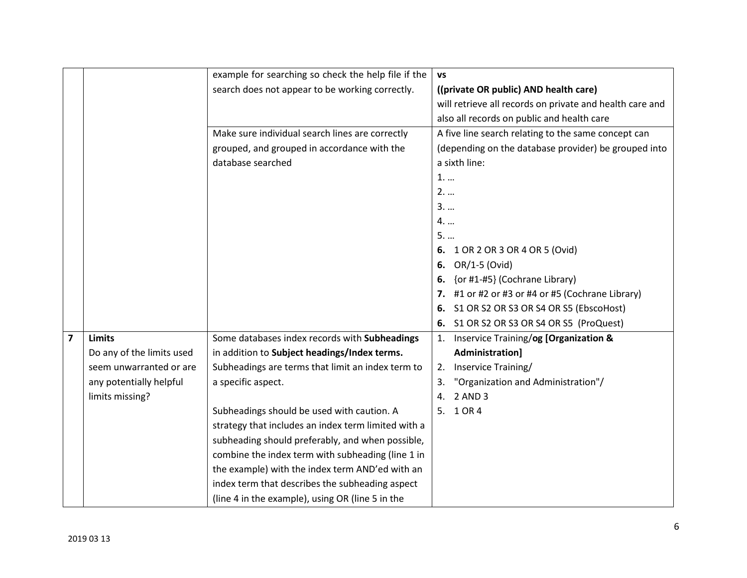| | | | |
|---|---|---|---|
| | | example for searching so check the help file if the search does not appear to be working correctly. | **vs**<br>**((private OR public) AND health care)**<br>will retrieve all records on private and health care and also all records on public and health care |
| | | Make sure individual search lines are correctly grouped, and grouped in accordance with the database searched | A five line search relating to the same concept can (depending on the database provider) be grouped into a sixth line:<br>1. …<br>2. …<br>3. …<br>4. …<br>5. …<br>**6.** 1 OR 2 OR 3 OR 4 OR 5 (Ovid)<br>**6.** OR/1-5 (Ovid)<br>**6.** {or #1-#5} (Cochrane Library)<br>**7.** #1 or #2 or #3 or #4 or #5 (Cochrane Library)<br>**6.** S1 OR S2 OR S3 OR S4 OR S5 (EbscoHost)<br>**6.** S1 OR S2 OR S3 OR S4 OR S5 (ProQuest) |
| **7** | **Limits**<br>Do any of the limits used seem unwarranted or are any potentially helpful limits missing? | Some databases index records with **Subheadings** in addition to **Subject headings/Index terms.** Subheadings are terms that limit an index term to a specific aspect.<br><br>Subheadings should be used with caution. A strategy that includes an index term limited with a subheading should preferably, and when possible, combine the index term with subheading (line 1 in the example) with the index term AND'ed with an index term that describes the subheading aspect (line 4 in the example), using OR (line 5 in the | 1. Inservice Training/**og [Organization & Administration]**<br>2. Inservice Training/<br>3. "Organization and Administration"/<br>4. 2 AND 3<br>5. 1 OR 4 |

2019 03 13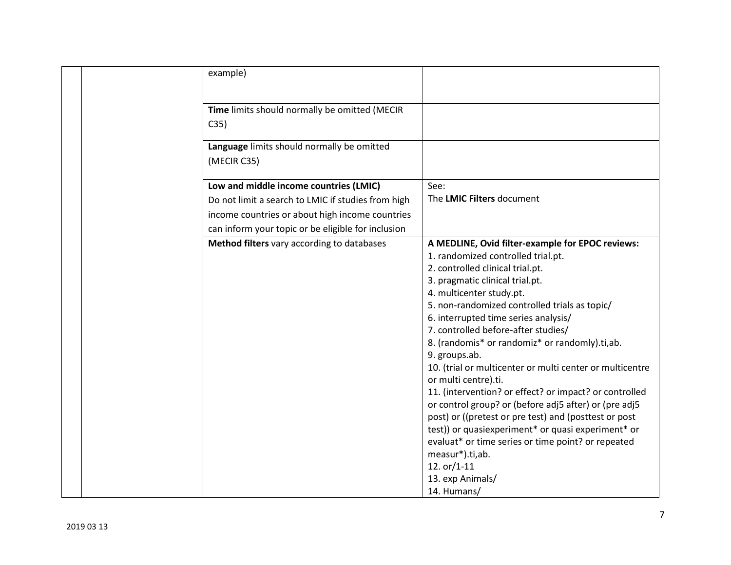| | | | |
|---|---|---|---|
| | | example) | |
| | | **Time** limits should normally be omitted (MECIR C35) | |
| | | **Language** limits should normally be omitted (MECIR C35) | |
| | | **Low and middle income countries (LMIC)**<br>Do not limit a search to LMIC if studies from high income countries or about high income countries can inform your topic or be eligible for inclusion | See:<br>The **LMIC Filters** document |
| | | **Method filters** vary according to databases | **A MEDLINE, Ovid filter-example for EPOC reviews:**<br>1. randomized controlled trial.pt.<br>2. controlled clinical trial.pt.<br>3. pragmatic clinical trial.pt.<br>4. multicenter study.pt.<br>5. non-randomized controlled trials as topic/<br>6. interrupted time series analysis/<br>7. controlled before-after studies/<br>8. (randomis* or randomiz* or randomly).ti,ab.<br>9. groups.ab.<br>10. (trial or multicenter or multi center or multicentre or multi centre).ti.<br>11. (intervention? or effect? or impact? or controlled or control group? or (before adj5 after) or (pre adj5 post) or ((pretest or pre test) and (posttest or post test)) or quasiexperiment* or quasi experiment* or evaluat* or time series or time point? or repeated measur*).ti,ab.<br>12. or/1-11<br>13. exp Animals/<br>14. Humans/ |

2019 03 13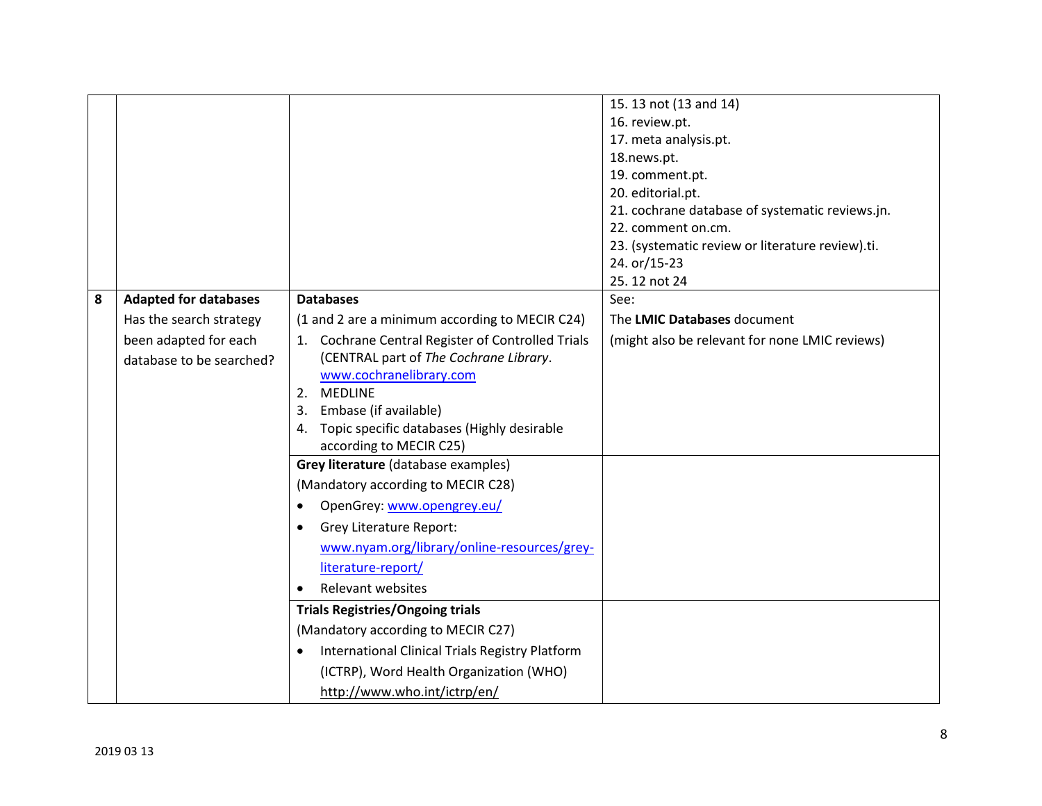| | | | |
|---|---|---|---|
| | | | 15. 13 not (13 and 14)<br>16. review.pt.<br>17. meta analysis.pt.<br>18.news.pt.<br>19. comment.pt.<br>20. editorial.pt.<br>21. cochrane database of systematic reviews.jn.<br>22. comment on.cm.<br>23. (systematic review or literature review).ti.<br>24. or/15-23<br>25. 12 not 24 |
| **8** | **Adapted for databases**<br>Has the search strategy been adapted for each database to be searched? | **Databases**<br>(1 and 2 are a minimum according to MECIR C24)<br>1. Cochrane Central Register of Controlled Trials (CENTRAL part of *The Cochrane Library*. www.cochranelibrary.com<br>2. MEDLINE<br>3. Embase (if available)<br>4. Topic specific databases (Highly desirable according to MECIR C25) | See:<br>The **LMIC Databases** document<br>(might also be relevant for none LMIC reviews) |
| | | **Grey literature** (database examples)<br>(Mandatory according to MECIR C28)<br>• OpenGrey: www.opengrey.eu/<br>• Grey Literature Report: www.nyam.org/library/online-resources/grey-literature-report/<br>• Relevant websites | |
| | | **Trials Registries/Ongoing trials**<br>(Mandatory according to MECIR C27)<br>• International Clinical Trials Registry Platform (ICTRP), Word Health Organization (WHO) http://www.who.int/ictrp/en/ | |

2019 03 13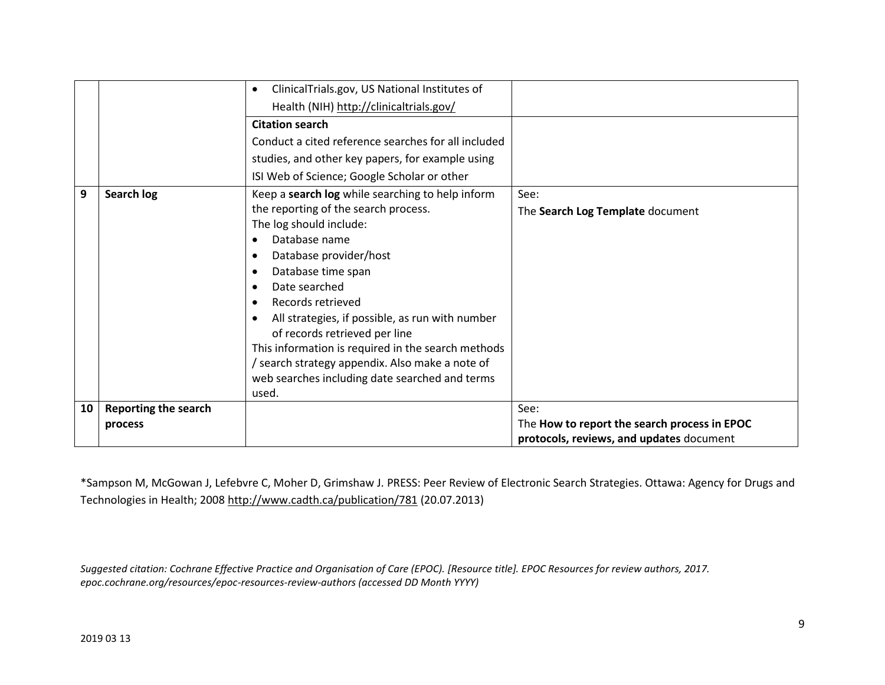| | | | |
|---|---|---|---|
| | | • ClinicalTrials.gov, US National Institutes of Health (NIH) http://clinicaltrials.gov/ | |
| | | **Citation search**<br>Conduct a cited reference searches for all included studies, and other key papers, for example using ISI Web of Science; Google Scholar or other | |
| 9 | **Search log** | Keep a **search log** while searching to help inform the reporting of the search process.<br>The log should include:<br>• Database name<br>• Database provider/host<br>• Database time span<br>• Date searched<br>• Records retrieved<br>• All strategies, if possible, as run with number of records retrieved per line<br>This information is required in the search methods / search strategy appendix. Also make a note of web searches including date searched and terms used. | See:<br>The **Search Log Template** document |
| 10 | **Reporting the search process** | | See:<br>The **How to report the search process in EPOC protocols, reviews, and updates** document |

*Sampson M, McGowan J, Lefebvre C, Moher D, Grimshaw J. PRESS: Peer Review of Electronic Search Strategies. Ottawa: Agency for Drugs and Technologies in Health; 2008 http://www.cadth.ca/publication/781 (20.07.2013)

*Suggested citation: Cochrane Effective Practice and Organisation of Care (EPOC). [Resource title]. EPOC Resources for review authors, 2017. epoc.cochrane.org/resources/epoc-resources-review-authors (accessed DD Month YYYY)*

2019 03 13